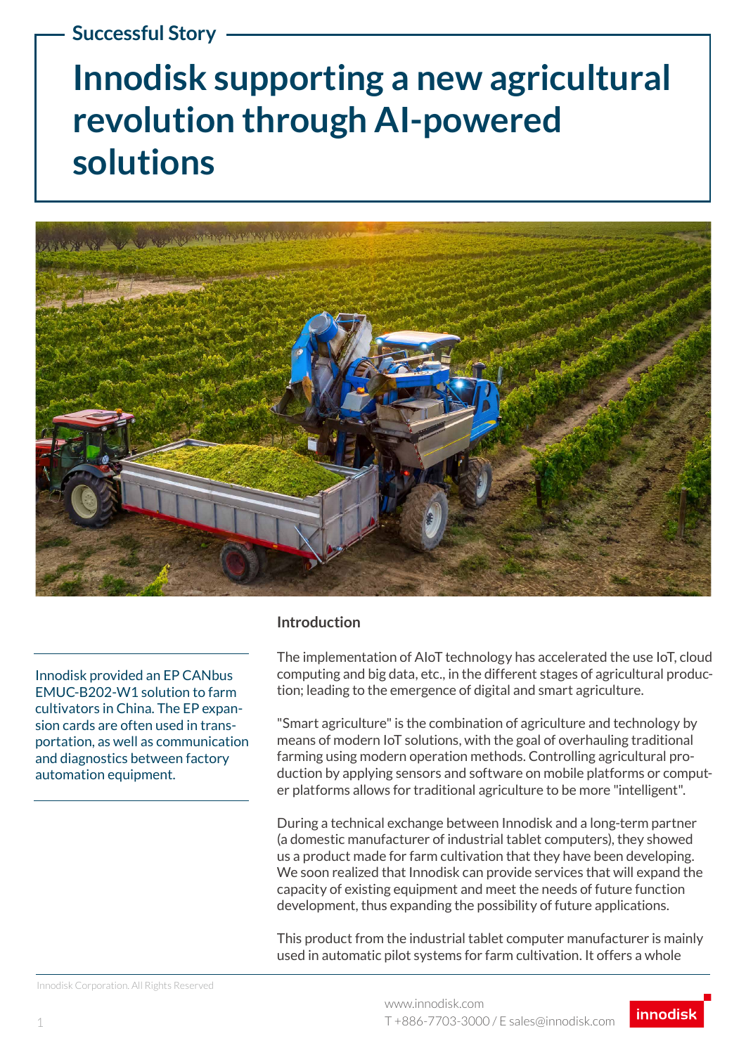Successful Story

# Innodisk supporting a new agricultural revolution through AI-powered solutions

Innodisk provided an EP CANbus EMUC-B202-W1 solution to farm cultivators in China. The EP expansion cards are often used in transportation, as well as communication and diagnostics between factory automation equipment.

## Introduction

The implementation of AIoT technology has accelerated the use IoT, cloud computing and big data, etc., in the different stages of agricultural production; leading to the emergence of digital and smart agriculture.

"Smart agriculture" is the combination of agriculture and technology by means of modern IoT solutions, with the goal of overhauling traditional farming using modern operation methods. Controlling agricultural production by applying sensors and software on mobile platforms or computer platforms allows for traditional agriculture to be more "intelligent".

During a technical exchange between Innodisk and a long-term partner (a domestic manufacturer of industrial tablet computers), they showed us a product made for farm cultivation that they have been developing. We soon realized that Innodisk can provide services that will expand the capacity of existing equipment and meet the needs of future function development, thus expanding the possibility of future applications.

This product from the industrial tablet computer manufacturer is mainly used in automatic pilot systems for farm cultivation. It offers a whole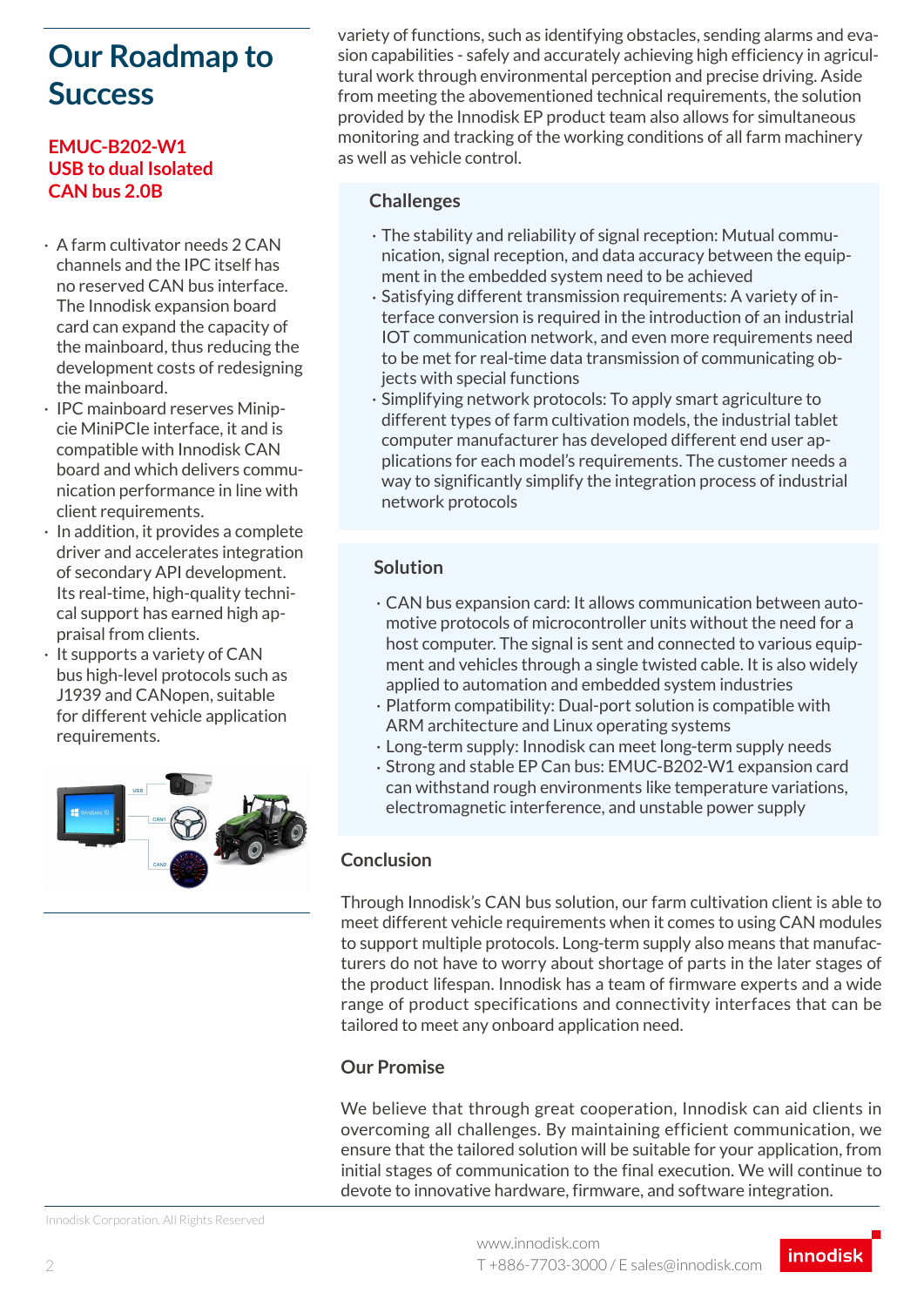# Our Roadmap to Success

### EMUC-B202-W1 USB to dual Isolated CAN bus 2.0B

- A farm cultivator needs 2 CAN channels and the IPC itself has no reserved CAN bus interface. The Innodisk expansion board card can expand the capacity of the mainboard, thus reducing the development costs of redesigning the mainboard.
- IPC mainboard reserves Minipcie MiniPCIe interface, it and is compatible with Innodisk CAN board and which delivers communication performance in line with client requirements.
- In addition, it provides a complete driver and accelerates integration of secondary API development. Its real-time, high-quality technical support has earned high appraisal from clients.
- It supports a variety of CAN bus high-level protocols such as J1939 and CANopen, suitable for different vehicle application requirements.

USB
CAN1
CAN2

variety of functions, such as identifying obstacles, sending alarms and evasion capabilities - safely and accurately achieving high efficiency in agricultural work through environmental perception and precise driving. Aside from meeting the abovementioned technical requirements, the solution provided by the Innodisk EP product team also allows for simultaneous monitoring and tracking of the working conditions of all farm machinery as well as vehicle control.

## Challenges

- The stability and reliability of signal reception: Mutual communication, signal reception, and data accuracy between the equipment in the embedded system need to be achieved
- Satisfying different transmission requirements: A variety of interface conversion is required in the introduction of an industrial IOT communication network, and even more requirements need to be met for real-time data transmission of communicating objects with special functions
- Simplifying network protocols: To apply smart agriculture to different types of farm cultivation models, the industrial tablet computer manufacturer has developed different end user applications for each model's requirements. The customer needs a way to significantly simplify the integration process of industrial network protocols

## Solution

- CAN bus expansion card: It allows communication between automotive protocols of microcontroller units without the need for a host computer. The signal is sent and connected to various equipment and vehicles through a single twisted cable. It is also widely applied to automation and embedded system industries
- Platform compatibility: Dual-port solution is compatible with ARM architecture and Linux operating systems
- Long-term supply: Innodisk can meet long-term supply needs
- Strong and stable EP Can bus: EMUC-B202-W1 expansion card can withstand rough environments like temperature variations, electromagnetic interference, and unstable power supply

## Conclusion

Through Innodisk's CAN bus solution, our farm cultivation client is able to meet different vehicle requirements when it comes to using CAN modules to support multiple protocols. Long-term supply also means that manufacturers do not have to worry about shortage of parts in the later stages of the product lifespan. Innodisk has a team of firmware experts and a wide range of product specifications and connectivity interfaces that can be tailored to meet any onboard application need.

## Our Promise

We believe that through great cooperation, Innodisk can aid clients in overcoming all challenges. By maintaining efficient communication, we ensure that the tailored solution will be suitable for your application, from initial stages of communication to the final execution. We will continue to devote to innovative hardware, firmware, and software integration.

Innodisk Corporation. All Rights Reserved

www.innodisk.com
T +886-7703-3000 / E sales@innodisk.com